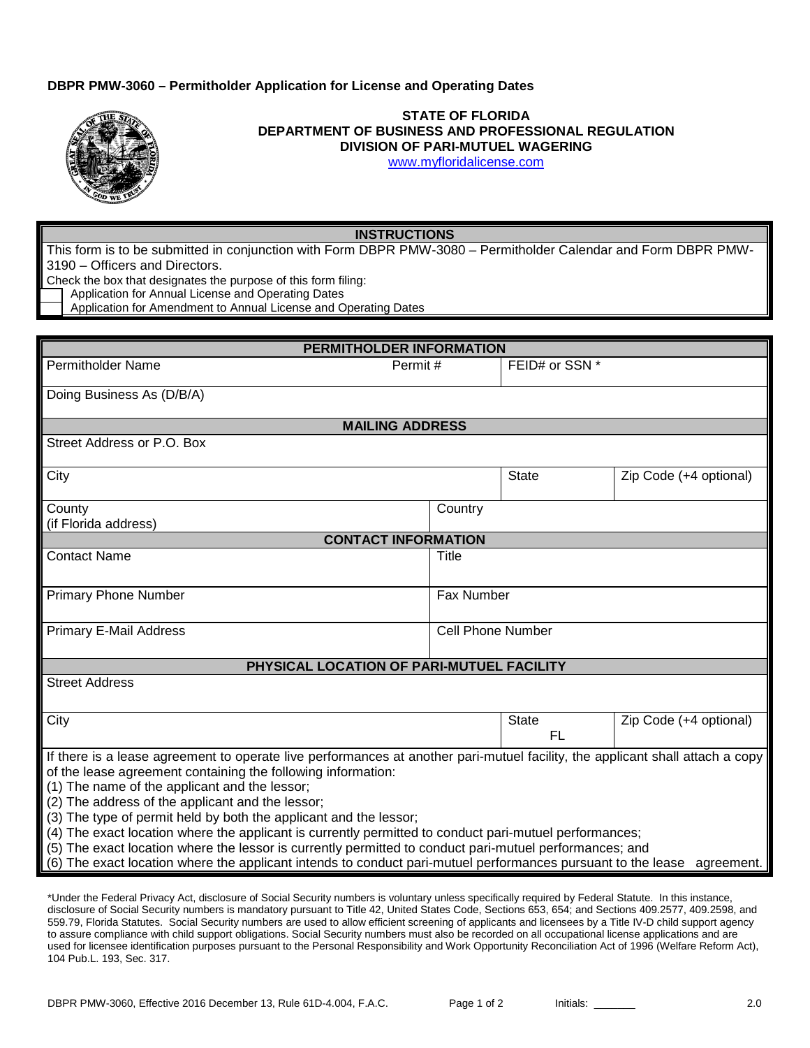**DBPR PMW-3060 – Permitholder Application for License and Operating Dates**

**STATE OF FLORIDA**
**DEPARTMENT OF BUSINESS AND PROFESSIONAL REGULATION**
**DIVISION OF PARI-MUTUEL WAGERING**
www.myfloridalicense.com

## INSTRUCTIONS

This form is to be submitted in conjunction with Form DBPR PMW-3080 – Permitholder Calendar and Form DBPR PMW-3190 – Officers and Directors.

Check the box that designates the purpose of this form filing:

- ☐ Application for Annual License and Operating Dates
- ☐ Application for Amendment to Annual License and Operating Dates

## PERMITHOLDER INFORMATION

| Permitholder Name | Permit # | FEID# or SSN * | |
|---|---|---|---|
| Doing Business As (D/B/A) | | | |

### MAILING ADDRESS

| Street Address or P.O. Box | | | |
|---|---|---|---|
| City | | State | Zip Code (+4 optional) |
| County (if Florida address) | Country | | |

### CONTACT INFORMATION

| Contact Name | Title |
|---|---|
| Primary Phone Number | Fax Number |
| Primary E-Mail Address | Cell Phone Number |

### PHYSICAL LOCATION OF PARI-MUTUEL FACILITY

| Street Address | | |
|---|---|---|
| City | State FL | Zip Code (+4 optional) |

If there is a lease agreement to operate live performances at another pari-mutuel facility, the applicant shall attach a copy of the lease agreement containing the following information:

(1) The name of the applicant and the lessor;
(2) The address of the applicant and the lessor;
(3) The type of permit held by both the applicant and the lessor;
(4) The exact location where the applicant is currently permitted to conduct pari-mutuel performances;
(5) The exact location where the lessor is currently permitted to conduct pari-mutuel performances; and
(6) The exact location where the applicant intends to conduct pari-mutuel performances pursuant to the lease agreement.

*Under the Federal Privacy Act, disclosure of Social Security numbers is voluntary unless specifically required by Federal Statute. In this instance, disclosure of Social Security numbers is mandatory pursuant to Title 42, United States Code, Sections 653, 654; and Sections 409.2577, 409.2598, and 559.79, Florida Statutes. Social Security numbers are used to allow efficient screening of applicants and licensees by a Title IV-D child support agency to assure compliance with child support obligations. Social Security numbers must also be recorded on all occupational license applications and are used for licensee identification purposes pursuant to the Personal Responsibility and Work Opportunity Reconciliation Act of 1996 (Welfare Reform Act), 104 Pub.L. 193, Sec. 317.

DBPR PMW-3060, Effective 2016 December 13, Rule 61D-4.004, F.A.C. Initials: _______ 2.0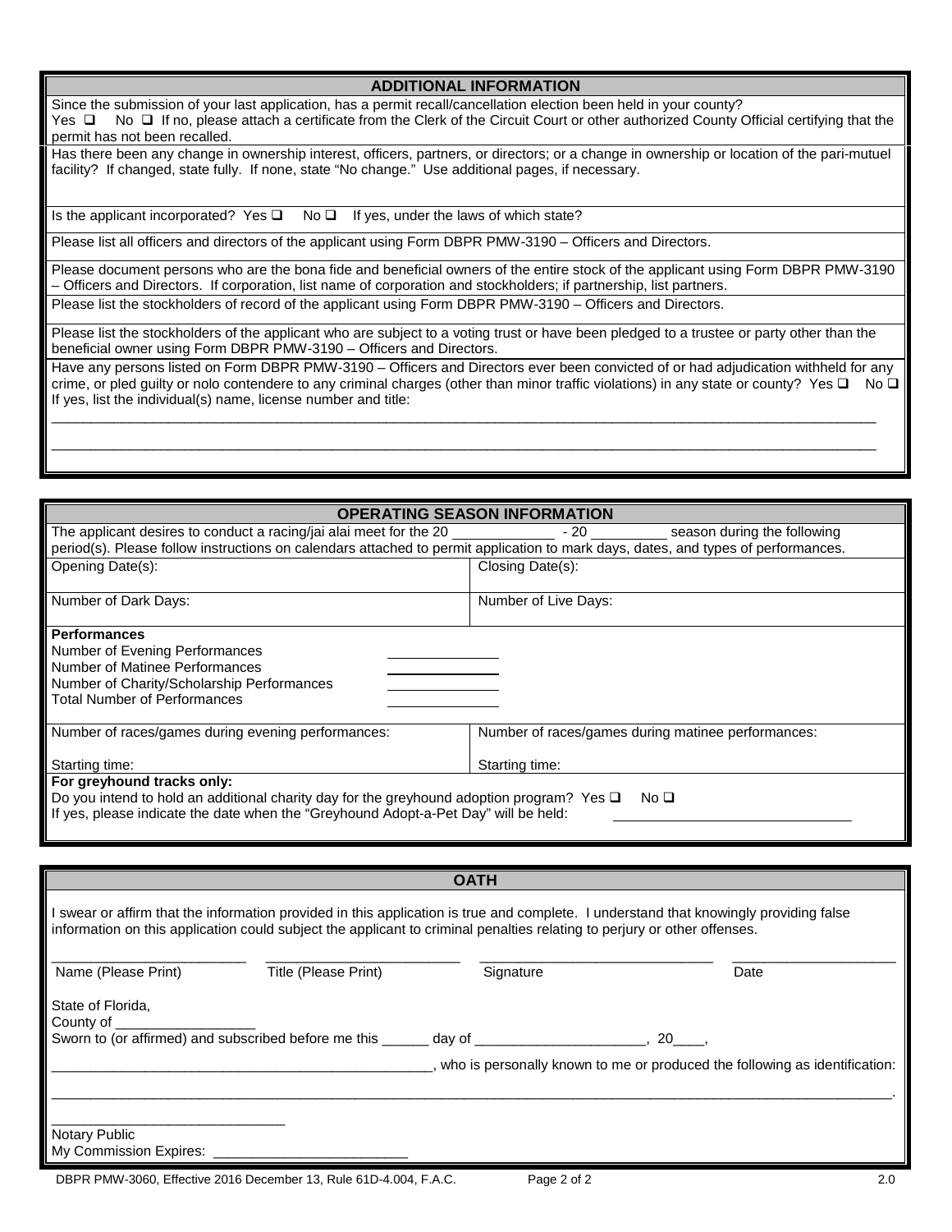## ADDITIONAL INFORMATION

Since the submission of your last application, has a permit recall/cancellation election been held in your county?
Yes ☐ No ☐ If no, please attach a certificate from the Clerk of the Circuit Court or other authorized County Official certifying that the permit has not been recalled.

Has there been any change in ownership interest, officers, partners, or directors; or a change in ownership or location of the pari-mutuel facility? If changed, state fully. If none, state "No change." Use additional pages, if necessary.

Is the applicant incorporated? Yes ☐ No ☐ If yes, under the laws of which state?

Please list all officers and directors of the applicant using Form DBPR PMW-3190 – Officers and Directors.

Please document persons who are the bona fide and beneficial owners of the entire stock of the applicant using Form DBPR PMW-3190 – Officers and Directors. If corporation, list name of corporation and stockholders; if partnership, list partners.

Please list the stockholders of record of the applicant using Form DBPR PMW-3190 – Officers and Directors.

Please list the stockholders of the applicant who are subject to a voting trust or have been pledged to a trustee or party other than the beneficial owner using Form DBPR PMW-3190 – Officers and Directors.

Have any persons listed on Form DBPR PMW-3190 – Officers and Directors ever been convicted of or had adjudication withheld for any crime, or pled guilty or nolo contendere to any criminal charges (other than minor traffic violations) in any state or county? Yes ☐ No ☐
If yes, list the individual(s) name, license number and title:

_______________________________________________________________________________________________

_______________________________________________________________________________________________

## OPERATING SEASON INFORMATION

The applicant desires to conduct a racing/jai alai meet for the 20 ____________ - 20 __________ season during the following period(s). Please follow instructions on calendars attached to permit application to mark days, dates, and types of performances.

| | |
|---|---|
| Opening Date(s): | Closing Date(s): |
| Number of Dark Days: | Number of Live Days: |

**Performances**
Number of Evening Performances ____________
Number of Matinee Performances ____________
Number of Charity/Scholarship Performances ____________
Total Number of Performances ____________

| | |
|---|---|
| Number of races/games during evening performances:<br><br>Starting time: | Number of races/games during matinee performances:<br><br>Starting time: |

**For greyhound tracks only:**
Do you intend to hold an additional charity day for the greyhound adoption program? Yes ☐ No ☐
If yes, please indicate the date when the "Greyhound Adopt-a-Pet Day" will be held: ____________________________

## OATH

I swear or affirm that the information provided in this application is true and complete. I understand that knowingly providing false information on this application could subject the applicant to criminal penalties relating to perjury or other offenses.

_______________________ _______________________ ____________________________ ____________________
Name (Please Print) Title (Please Print) Signature Date

State of Florida,
County of _________________
Sworn to (or affirmed) and subscribed before me this ______ day of _____________________, 20____,

_______________________________________________, who is personally known to me or produced the following as identification:

_______________________________________________________________________________________________.

_____________________________
Notary Public
My Commission Expires: ________________________

DBPR PMW-3060, Effective 2016 December 13, Rule 61D-4.004, F.A.C. 2.0